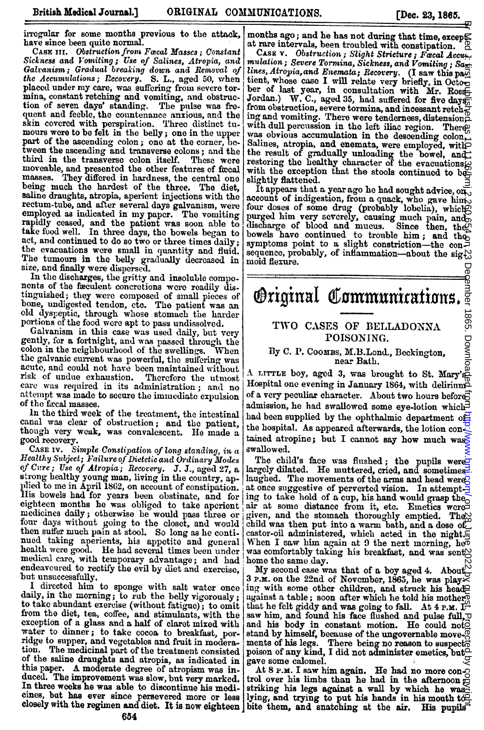irregular for some months previous to the attack, have since been quite normal.

CASE III. *Obstruction from Fæcal Masses; Constant Sickness and Vomiting; Use of Salines, Atropia, and Galvanism; Gradual breaking down and Removal of the Accumulations; Recovery.* S. L., aged 50, when placed under my care, was suffering from severe tormina, constant retching and vomiting, and obstruction of seven days' standing. The pulse was frequent and feeble, the countenance anxious, and the skin covered with perspiration. Three distinct tumours were to be felt in the belly; one in the upper part of the ascending colon; one at the corner, between the ascending and transverse colons; and the third in the transverse colon itself. These were moveable, and presented the other features of fæcal masses. They differed in hardness, the central one being much the hardest of the three. The diet, saline draughts, atropia, aperient injections with the rectum-tube, and after several days galvanism, were employed as indicated in my paper. The vomiting rapidly ceased, and the patient was soon able to take food well. In three days, the bowels began to act, and continued to do so two or three times daily; the evacuations were small in quantity and fluid. The tumours in the belly gradually decreased in size, and finally were dispersed.

In the discharges, the gritty and insoluble components of the fæculent concretions were readily distinguished; they were composed of small pieces of bone, undigested tendon, etc. The patient was an old dyspeptic, through whose stomach the harder portions of the food were apt to pass undissolved.

Galvanism in this case was used daily, but very gently, for a fortnight, and was passed through the colon in the neighbourhood of the swellings. When the galvanic current was powerful, the suffering was acute, and could not have been maintained without risk of undue exhaustion. Therefore the utmost care was required in its administration; and no attempt was made to secure the immediate expulsion of the fæcal masses.

In the third week of the treatment, the intestinal canal was clear of obstruction; and the patient, though very weak, was convalescent. He made a good recovery.

CASE IV. *Simple Constipation of long standing, in a Healthy Subject; Failure of Dietetic and Ordinary Modes of Cure; Use of Atropia; Recovery.* J. J., aged 27, a strong healthy young man, living in the country, applied to me in April 1862, on account of constipation. His bowels had for years been obstinate, and for eighteen months he was obliged to take aperient medicines daily; otherwise he would pass three or four days without going to the closet, and would then suffer much pain at stool. So long as he continued taking aperients, his appetite and general health were good. He had several times been under medical care, with temporary advantage; and had endeavoured to rectify the evil by diet and exercise, but unsuccessfully.

I directed him to sponge with salt water once daily, in the morning; to rub the belly vigorously; to take abundant exercise (without fatigue); to omit from the diet, tea, coffee, and stimulants, with the exception of a glass and a half of claret mixed with water to dinner; to take cocoa to breakfast, porridge to supper, and vegetables and fruit in moderation. The medicinal part of the treatment consisted of the saline draughts and atropia, as indicated in this paper. A moderate degree of atropism was induced. The improvement was slow, but very marked. In three weeks he was able to discontinue his medicines, but has ever since persevered more or less closely with the regimen and diet. It is now eighteen months ago; and he has not during that time, except at rare intervals, been troubled with constipation.

CASE V. *Obstruction; Slight Stricture; Fæcal Accumulation; Severe Tormina, Sickness, and Vomiting; Salines, Atropia, and Enemata; Recovery.* (I saw this patient, whose case I will relate very briefly, in October of last year, in consultation with Mr. Ross Jordan.) W. C., aged 35, had suffered for five days from obstruction, severe tormina, and incessant retching and vomiting. There were tenderness, distension with dull percussion in the left iliac region. There was obvious accumulation in the descending colon. Salines, atropia, and enemata, were employed, with the result of gradually unloading the bowel, and restoring the healthy character of the evacuations, with the exception that the stools continued to be slightly flattened.

It appears that a year ago he had sought advice, on account of indigestion, from a quack, who gave him four doses of some drug (probably lobelia), which purged him very severely, causing much pain, and discharge of blood and mucus. Since then, the bowels have continued to trouble him; and the symptoms point to a slight constriction—the consequence, probably, of inflammation—about the sigmoid flexure.

# Original Communications.

## TWO CASES OF BELLADONNA POISONING.

By C. P. COOMBS, M.B.Lond., Beckington, near Bath.

A LITTLE boy, aged 3, was brought to St. Mary's Hospital one evening in January 1864, with delirium of a very peculiar character. About two hours before admission, he had swallowed some eye-lotion which had been supplied by the ophthalmic department of the hospital. As appeared afterwards, the lotion contained atropine; but I cannot say how much was swallowed.

The child's face was flushed; the pupils were largely dilated. He muttered, cried, and sometimes laughed. The movements of the arms and head were at once suggestive of perverted vision. In attempting to take hold of a cup, his hand would grasp the air at some distance from it, etc. Emetics were given, and the stomach thoroughly emptied. The child was then put into a warm bath, and a dose of castor-oil administered, which acted in the night. When I saw him again at 9 the next morning, he was comfortably taking his breakfast, and was sent home the same day.

My second case was that of a boy aged 4. About 3 P.M. on the 22nd of November, 1865, he was playing with some other children, and struck his head against a table; soon after which he told his mother that he felt giddy and was going to fall. At 4 P.M. I saw him, and found his face flushed and pulse full, and his body in constant motion. He could not stand by himself, because of the ungovernable movements of his legs. There being no reason to suspect poison of any kind, I did not administer emetics, but gave some calomel.

At 8 P.M. I saw him again. He had no more control over his limbs than he had in the afternoon; striking his legs against a wall by which he was lying, and trying to put his hands in his mouth to bite them, and snatching at the air. His pupils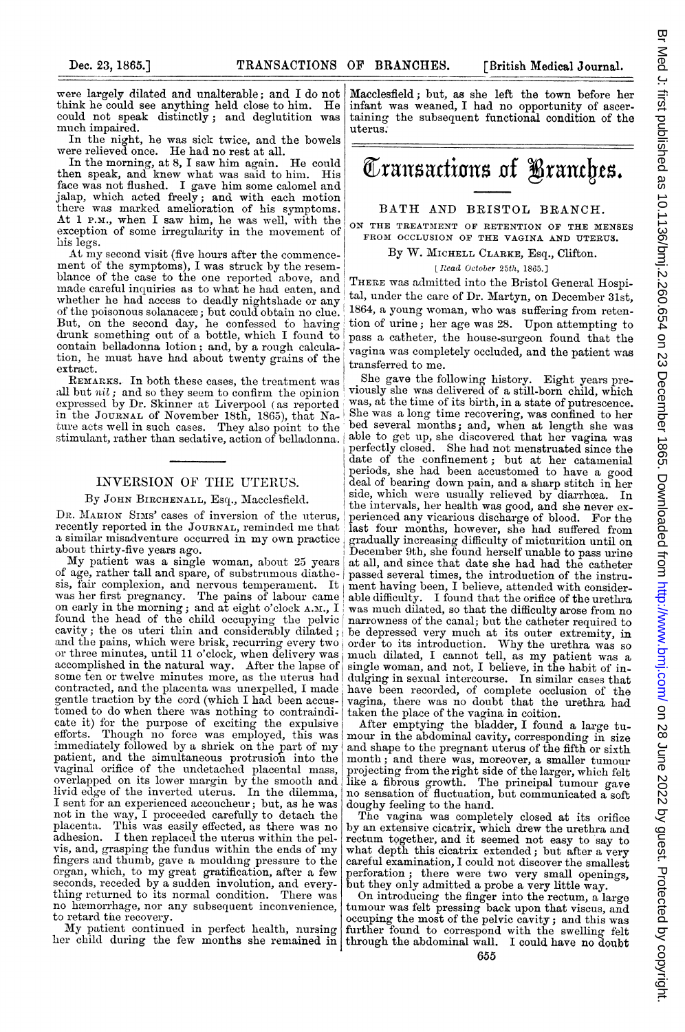were largely dilated and unalterable; and I do not think he could see anything held close to him. He could not speak distinctly; and deglutition was much impaired.

In the night, he was sick twice, and the bowels were relieved once. He had no rest at all.

In the morning, at 8, I saw him again. He could then speak, and knew what was said to him. His face was not flushed. I gave him some calomel and jalap, which acted freely; and with each motion there was marked amelioration of his symptoms. At 1 P.M., when I saw him, he was well, with the exception of some irregularity in the movement of his legs.

At my second visit (five hours after the commencement of the symptoms), I was struck by the resemblance of the case to the one reported above, and made careful inquiries as to what he had eaten, and whether he had access to deadly nightshade or any of the poisonous solanaceæ; but could obtain no clue. But, on the second day, he confessed to having drunk something out of a bottle, which I found to contain belladonna lotion; and, by a rough calculation, he must have had about twenty grains of the extract.

REMARKS. In both these cases, the treatment was all but *nil*; and so they seem to confirm the opinion expressed by Dr. Skinner at Liverpool (as reported in the JOURNAL of November 18th, 1865), that Nature acts well in such cases. They also point to the stimulant, rather than sedative, action of belladonna.

## INVERSION OF THE UTERUS.

By JOHN BIRCHENALL, Esq., Macclesfield.

DR. MARION SIMS' cases of inversion of the uterus, recently reported in the JOURNAL, reminded me that a similar misadventure occurred in my own practice about thirty-five years ago.

My patient was a single woman, about 25 years of age, rather tall and spare, of substrumous diathesis, fair complexion, and nervous temperament. It was her first pregnancy. The pains of labour came on early in the morning; and at eight o'clock A.M., I found the head of the child occupying the pelvic cavity; the os uteri thin and considerably dilated; and the pains, which were brisk, recurring every two or three minutes, until 11 o'clock, when delivery was accomplished in the natural way. After the lapse of some ten or twelve minutes more, as the uterus had contracted, and the placenta was unexpelled, I made gentle traction by the cord (which I had been accustomed to do when there was nothing to contraindicate it) for the purpose of exciting the expulsive efforts. Though no force was employed, this was immediately followed by a shriek on the part of my patient, and the simultaneous protrusion into the vaginal orifice of the undetached placental mass, overlapped on its lower margin by the smooth and livid edge of the inverted uterus. In the dilemma, I sent for an experienced accoucheur; but, as he was not in the way, I proceeded carefully to detach the placenta. This was easily effected, as there was no adhesion. I then replaced the uterus within the pelvis, and, grasping the fundus within the ends of my fingers and thumb, gave a moulding pressure to the organ, which, to my great gratification, after a few seconds, receded by a sudden involution, and everything returned to its normal condition. There was no hæmorrhage, nor any subsequent inconvenience, to retard the recovery.

My patient continued in perfect health, nursing her child during the few months she remained in Macclesfield; but, as she left the town before her infant was weaned, I had no opportunity of ascertaining the subsequent functional condition of the uterus.

# Transactions of Branches.

## BATH AND BRISTOL BRANCH.

### ON THE TREATMENT OF RETENTION OF THE MENSES FROM OCCLUSION OF THE VAGINA AND UTERUS.

By W. MICHELL CLARKE, Esq., Clifton.

[*Read October 25th, 1865.*]

THERE was admitted into the Bristol General Hospital, under the care of Dr. Martyn, on December 31st, 1864, a young woman, who was suffering from retention of urine; her age was 28. Upon attempting to pass a catheter, the house-surgeon found that the vagina was completely occluded, and the patient was transferred to me.

She gave the following history. Eight years previously she was delivered of a still-born child, which was, at the time of its birth, in a state of putrescence. She was a long time recovering, was confined to her bed several months; and, when at length she was able to get up, she discovered that her vagina was perfectly closed. She had not menstruated since the date of the confinement; but at her catamenial periods, she had been accustomed to have a good deal of bearing down pain, and a sharp stitch in her side, which were usually relieved by diarrhœa. In the intervals, her health was good, and she never experienced any vicarious discharge of blood. For the last four months, however, she had suffered from gradually increasing difficulty of micturition until on December 9th, she found herself unable to pass urine at all, and since that date she had had the catheter passed several times, the introduction of the instrument having been, I believe, attended with considerable difficulty. I found that the orifice of the urethra was much dilated, so that the difficulty arose from no narrowness of the canal; but the catheter required to be depressed very much at its outer extremity, in order to its introduction. Why the urethra was so much dilated, I cannot tell, as my patient was a single woman, and not, I believe, in the habit of indulging in sexual intercourse. In similar cases that have been recorded, of complete occlusion of the vagina, there was no doubt that the urethra had taken the place of the vagina in coition.

After emptying the bladder, I found a large tumour in the abdominal cavity, corresponding in size and shape to the pregnant uterus of the fifth or sixth month; and there was, moreover, a smaller tumour projecting from the right side of the larger, which felt like a fibrous growth. The principal tumour gave no sensation of fluctuation, but communicated a soft doughy feeling to the hand.

The vagina was completely closed at its orifice by an extensive cicatrix, which drew the urethra and rectum together, and it seemed not easy to say to what depth this cicatrix extended; but after a very careful examination, I could not discover the smallest perforation; there were two very small openings, but they only admitted a probe a very little way.

On introducing the finger into the rectum, a large tumour was felt pressing back upon that viscus, and occupying the most of the pelvic cavity; and this was further found to correspond with the swelling felt through the abdominal wall. I could have no doubt